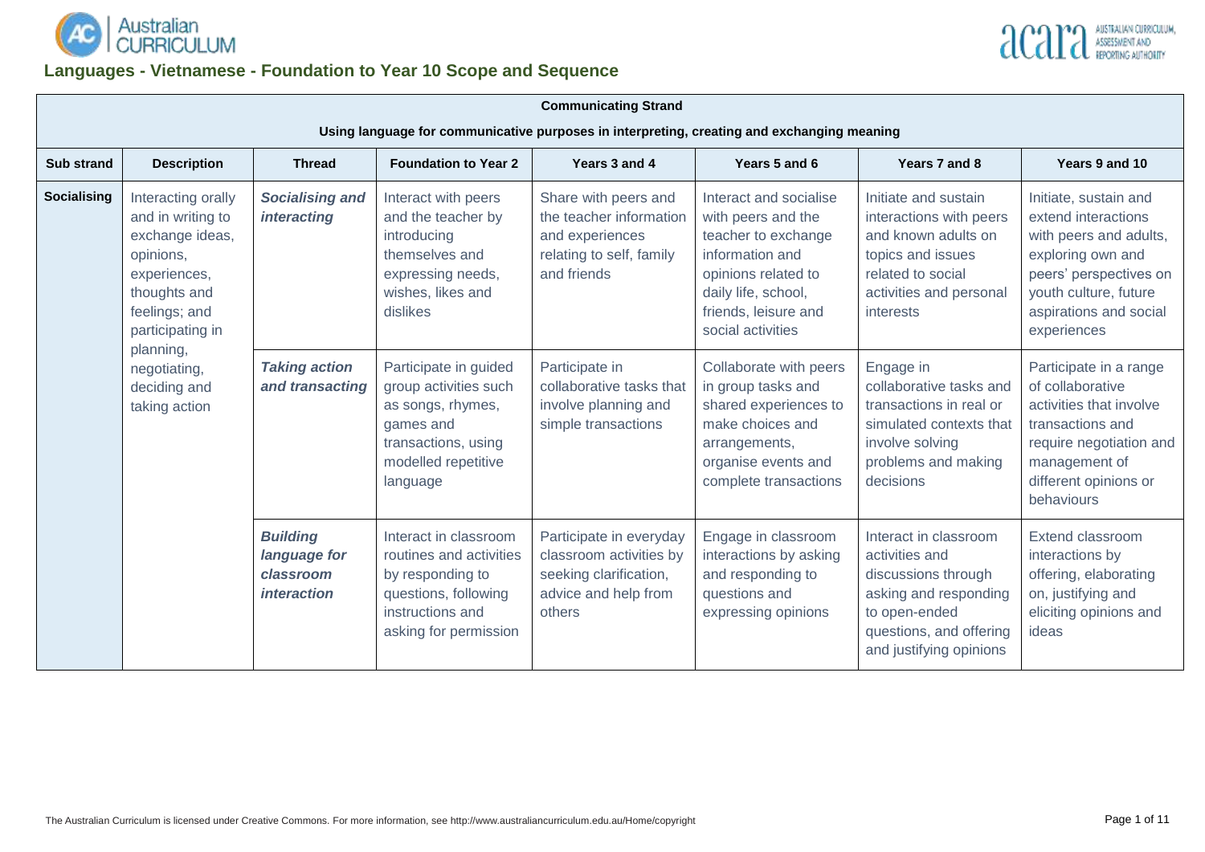# Languages - Vietnamese - Foundation to Year 10 Scope and Sequence

| **Communicating Strand** | | | | | | | |
|---|---|---|---|---|---|---|---|
| **Using language for communicative purposes in interpreting, creating and exchanging meaning** | | | | | | | |
| **Sub strand** | **Description** | **Thread** | **Foundation to Year 2** | **Years 3 and 4** | **Years 5 and 6** | **Years 7 and 8** | **Years 9 and 10** |
| **Socialising** | Interacting orally and in writing to exchange ideas, opinions, experiences, thoughts and feelings; and participating in planning, negotiating, deciding and taking action | ***Socialising and interacting*** | Interact with peers and the teacher by introducing themselves and expressing needs, wishes, likes and dislikes | Share with peers and the teacher information and experiences relating to self, family and friends | Interact and socialise with peers and the teacher to exchange information and opinions related to daily life, school, friends, leisure and social activities | Initiate and sustain interactions with peers and known adults on topics and issues related to social activities and personal interests | Initiate, sustain and extend interactions with peers and adults, exploring own and peers' perspectives on youth culture, future aspirations and social experiences |
| | | ***Taking action and transacting*** | Participate in guided group activities such as songs, rhymes, games and transactions, using modelled repetitive language | Participate in collaborative tasks that involve planning and simple transactions | Collaborate with peers in group tasks and shared experiences to make choices and arrangements, organise events and complete transactions | Engage in collaborative tasks and transactions in real or simulated contexts that involve solving problems and making decisions | Participate in a range of collaborative activities that involve transactions and require negotiation and management of different opinions or behaviours |
| | | ***Building language for classroom interaction*** | Interact in classroom routines and activities by responding to questions, following instructions and asking for permission | Participate in everyday classroom activities by seeking clarification, advice and help from others | Engage in classroom interactions by asking and responding to questions and expressing opinions | Interact in classroom activities and discussions through asking and responding to open-ended questions, and offering and justifying opinions | Extend classroom interactions by offering, elaborating on, justifying and eliciting opinions and ideas |

The Australian Curriculum is licensed under Creative Commons. For more information, see http://www.australiancurriculum.edu.au/Home/copyright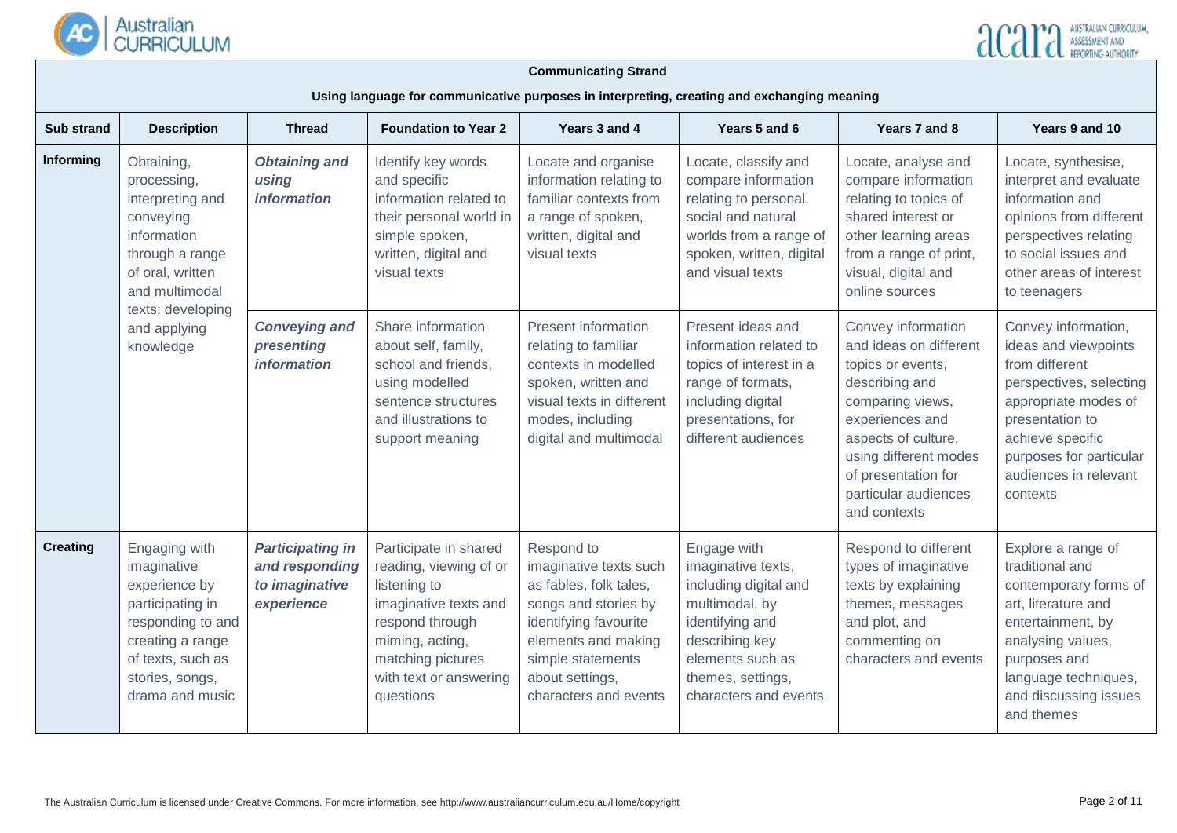**Communicating Strand**

**Using language for communicative purposes in interpreting, creating and exchanging meaning**

| Sub strand | Description | Thread | Foundation to Year 2 | Years 3 and 4 | Years 5 and 6 | Years 7 and 8 | Years 9 and 10 |
|---|---|---|---|---|---|---|---|
| **Informing** | Obtaining, processing, interpreting and conveying information through a range of oral, written and multimodal texts; developing and applying knowledge | ***Obtaining and using information*** | Identify key words and specific information related to their personal world in simple spoken, written, digital and visual texts | Locate and organise information relating to familiar contexts from a range of spoken, written, digital and visual texts | Locate, classify and compare information relating to personal, social and natural worlds from a range of spoken, written, digital and visual texts | Locate, analyse and compare information relating to topics of shared interest or other learning areas from a range of print, visual, digital and online sources | Locate, synthesise, interpret and evaluate information and opinions from different perspectives relating to social issues and other areas of interest to teenagers |
| | | ***Conveying and presenting information*** | Share information about self, family, school and friends, using modelled sentence structures and illustrations to support meaning | Present information relating to familiar contexts in modelled spoken, written and visual texts in different modes, including digital and multimodal | Present ideas and information related to topics of interest in a range of formats, including digital presentations, for different audiences | Convey information and ideas on different topics or events, describing and comparing views, experiences and aspects of culture, using different modes of presentation for particular audiences and contexts | Convey information, ideas and viewpoints from different perspectives, selecting appropriate modes of presentation to achieve specific purposes for particular audiences in relevant contexts |
| **Creating** | Engaging with imaginative experience by participating in responding to and creating a range of texts, such as stories, songs, drama and music | ***Participating in and responding to imaginative experience*** | Participate in shared reading, viewing of or listening to imaginative texts and respond through miming, acting, matching pictures with text or answering questions | Respond to imaginative texts such as fables, folk tales, songs and stories by identifying favourite elements and making simple statements about settings, characters and events | Engage with imaginative texts, including digital and multimodal, by identifying and describing key elements such as themes, settings, characters and events | Respond to different types of imaginative texts by explaining themes, messages and plot, and commenting on characters and events | Explore a range of traditional and contemporary forms of art, literature and entertainment, by analysing values, purposes and language techniques, and discussing issues and themes |

The Australian Curriculum is licensed under Creative Commons. For more information, see http://www.australiancurriculum.edu.au/Home/copyright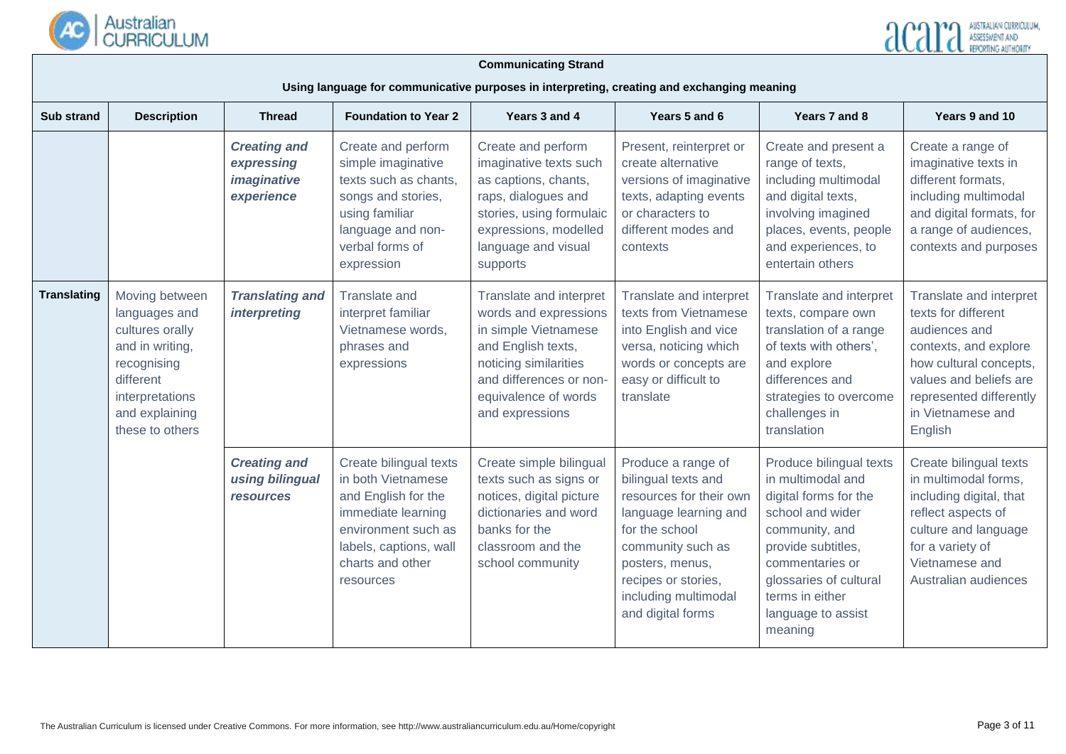**Communicating Strand**

**Using language for communicative purposes in interpreting, creating and exchanging meaning**

| Sub strand | Description | Thread | Foundation to Year 2 | Years 3 and 4 | Years 5 and 6 | Years 7 and 8 | Years 9 and 10 |
|---|---|---|---|---|---|---|---|
| | | ***Creating and expressing imaginative experience*** | Create and perform simple imaginative texts such as chants, songs and stories, using familiar language and non-verbal forms of expression | Create and perform imaginative texts such as captions, chants, raps, dialogues and stories, using formulaic expressions, modelled language and visual supports | Present, reinterpret or create alternative versions of imaginative texts, adapting events or characters to different modes and contexts | Create and present a range of texts, including multimodal and digital texts, involving imagined places, events, people and experiences, to entertain others | Create a range of imaginative texts in different formats, including multimodal and digital formats, for a range of audiences, contexts and purposes |
| **Translating** | Moving between languages and cultures orally and in writing, recognising different interpretations and explaining these to others | ***Translating and interpreting*** | Translate and interpret familiar Vietnamese words, phrases and expressions | Translate and interpret words and expressions in simple Vietnamese and English texts, noticing similarities and differences or non-equivalence of words and expressions | Translate and interpret texts from Vietnamese into English and vice versa, noticing which words or concepts are easy or difficult to translate | Translate and interpret texts, compare own translation of a range of texts with others', and explore differences and strategies to overcome challenges in translation | Translate and interpret texts for different audiences and contexts, and explore how cultural concepts, values and beliefs are represented differently in Vietnamese and English |
| | | ***Creating and using bilingual resources*** | Create bilingual texts in both Vietnamese and English for the immediate learning environment such as labels, captions, wall charts and other resources | Create simple bilingual texts such as signs or notices, digital picture dictionaries and word banks for the classroom and the school community | Produce a range of bilingual texts and resources for their own language learning and for the school community such as posters, menus, recipes or stories, including multimodal and digital forms | Produce bilingual texts in multimodal and digital forms for the school and wider community, and provide subtitles, commentaries or glossaries of cultural terms in either language to assist meaning | Create bilingual texts in multimodal forms, including digital, that reflect aspects of culture and language for a variety of Vietnamese and Australian audiences |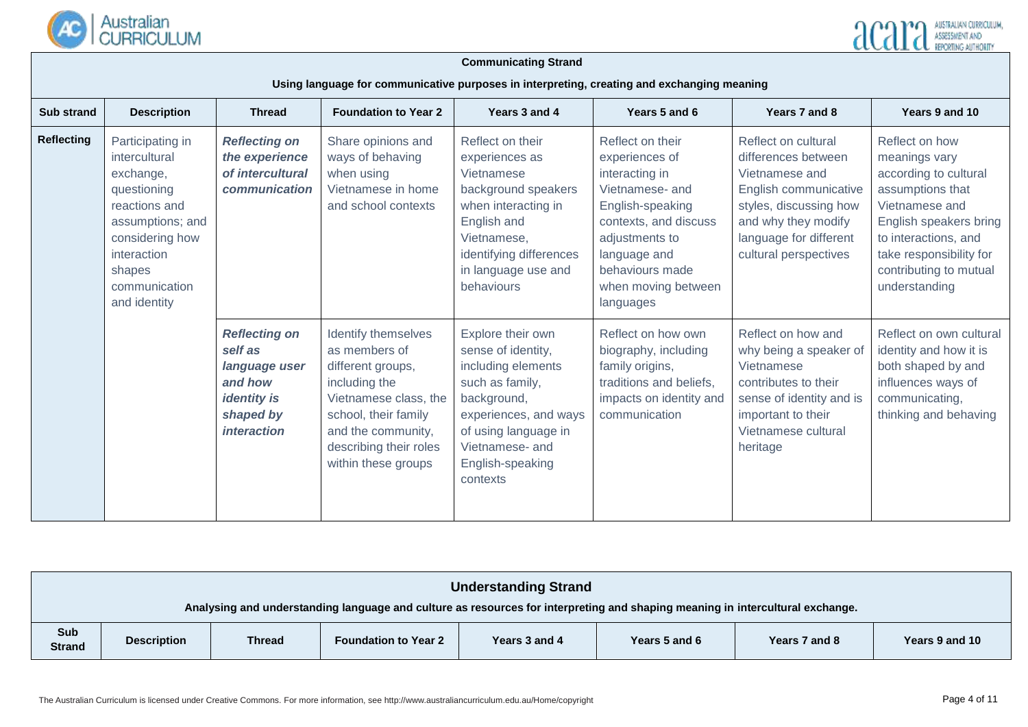**Communicating Strand**

**Using language for communicative purposes in interpreting, creating and exchanging meaning**

| Sub strand | Description | Thread | Foundation to Year 2 | Years 3 and 4 | Years 5 and 6 | Years 7 and 8 | Years 9 and 10 |
|---|---|---|---|---|---|---|---|
| **Reflecting** | Participating in intercultural exchange, questioning reactions and assumptions; and considering how interaction shapes communication and identity | ***Reflecting on the experience of intercultural communication*** | Share opinions and ways of behaving when using Vietnamese in home and school contexts | Reflect on their experiences as Vietnamese background speakers when interacting in English and Vietnamese, identifying differences in language use and behaviours | Reflect on their experiences of interacting in Vietnamese- and English-speaking contexts, and discuss adjustments to language and behaviours made when moving between languages | Reflect on cultural differences between Vietnamese and English communicative styles, discussing how and why they modify language for different cultural perspectives | Reflect on how meanings vary according to cultural assumptions that Vietnamese and English speakers bring to interactions, and take responsibility for contributing to mutual understanding |
| | | ***Reflecting on self as language user and how identity is shaped by interaction*** | Identify themselves as members of different groups, including the Vietnamese class, the school, their family and the community, describing their roles within these groups | Explore their own sense of identity, including elements such as family, background, experiences, and ways of using language in Vietnamese- and English-speaking contexts | Reflect on how own biography, including family origins, traditions and beliefs, impacts on identity and communication | Reflect on how and why being a speaker of Vietnamese contributes to their sense of identity and is important to their Vietnamese cultural heritage | Reflect on own cultural identity and how it is both shaped by and influences ways of communicating, thinking and behaving |

**Understanding Strand**

**Analysing and understanding language and culture as resources for interpreting and shaping meaning in intercultural exchange.**

| Sub Strand | Description | Thread | Foundation to Year 2 | Years 3 and 4 | Years 5 and 6 | Years 7 and 8 | Years 9 and 10 |
|---|---|---|---|---|---|---|---|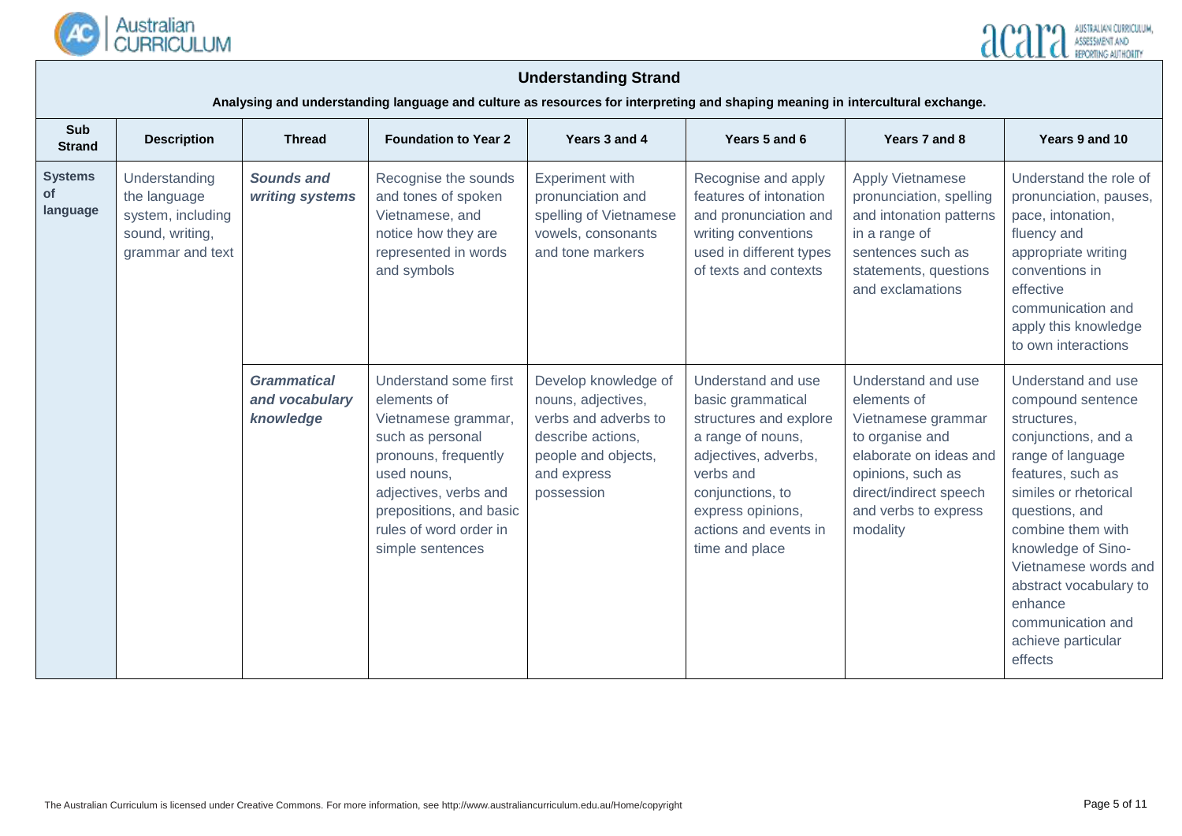## Understanding Strand

**Analysing and understanding language and culture as resources for interpreting and shaping meaning in intercultural exchange.**

| Sub Strand | Description | Thread | Foundation to Year 2 | Years 3 and 4 | Years 5 and 6 | Years 7 and 8 | Years 9 and 10 |
|---|---|---|---|---|---|---|---|
| **Systems of language** | Understanding the language system, including sound, writing, grammar and text | ***Sounds and writing systems*** | Recognise the sounds and tones of spoken Vietnamese, and notice how they are represented in words and symbols | Experiment with pronunciation and spelling of Vietnamese vowels, consonants and tone markers | Recognise and apply features of intonation and pronunciation and writing conventions used in different types of texts and contexts | Apply Vietnamese pronunciation, spelling and intonation patterns in a range of sentences such as statements, questions and exclamations | Understand the role of pronunciation, pauses, pace, intonation, fluency and appropriate writing conventions in effective communication and apply this knowledge to own interactions |
| | | ***Grammatical and vocabulary knowledge*** | Understand some first elements of Vietnamese grammar, such as personal pronouns, frequently used nouns, adjectives, verbs and prepositions, and basic rules of word order in simple sentences | Develop knowledge of nouns, adjectives, verbs and adverbs to describe actions, people and objects, and express possession | Understand and use basic grammatical structures and explore a range of nouns, adjectives, adverbs, verbs and conjunctions, to express opinions, actions and events in time and place | Understand and use elements of Vietnamese grammar to organise and elaborate on ideas and opinions, such as direct/indirect speech and verbs to express modality | Understand and use compound sentence structures, conjunctions, and a range of language features, such as similes or rhetorical questions, and combine them with knowledge of Sino-Vietnamese words and abstract vocabulary to enhance communication and achieve particular effects |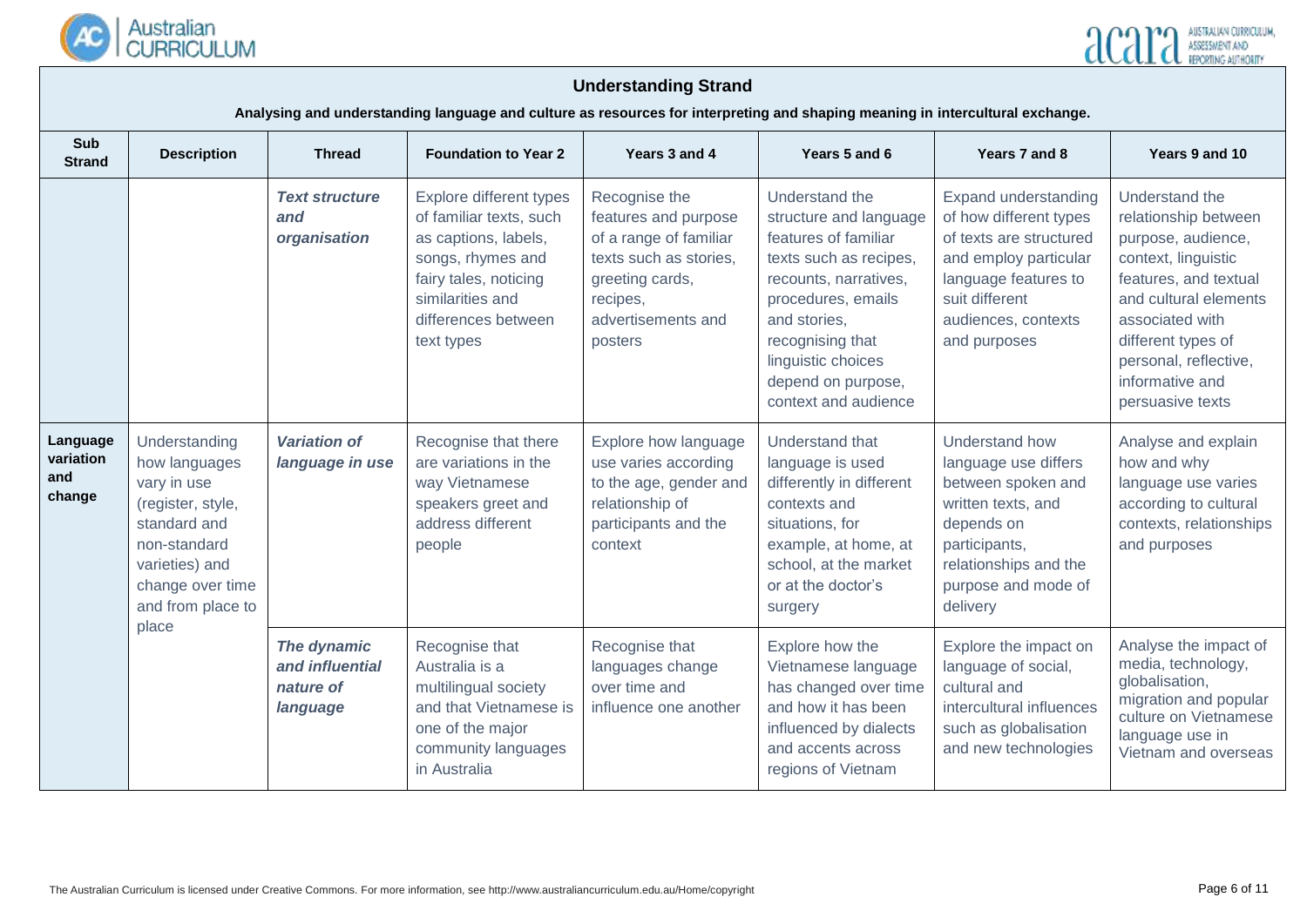## Understanding Strand

**Analysing and understanding language and culture as resources for interpreting and shaping meaning in intercultural exchange.**

| Sub Strand | Description | Thread | Foundation to Year 2 | Years 3 and 4 | Years 5 and 6 | Years 7 and 8 | Years 9 and 10 |
|---|---|---|---|---|---|---|---|
| | | ***Text structure and organisation*** | Explore different types of familiar texts, such as captions, labels, songs, rhymes and fairy tales, noticing similarities and differences between text types | Recognise the features and purpose of a range of familiar texts such as stories, greeting cards, recipes, advertisements and posters | Understand the structure and language features of familiar texts such as recipes, recounts, narratives, procedures, emails and stories, recognising that linguistic choices depend on purpose, context and audience | Expand understanding of how different types of texts are structured and employ particular language features to suit different audiences, contexts and purposes | Understand the relationship between purpose, audience, context, linguistic features, and textual and cultural elements associated with different types of personal, reflective, informative and persuasive texts |
| **Language variation and change** | Understanding how languages vary in use (register, style, standard and non-standard varieties) and change over time and from place to place | ***Variation of language in use*** | Recognise that there are variations in the way Vietnamese speakers greet and address different people | Explore how language use varies according to the age, gender and relationship of participants and the context | Understand that language is used differently in different contexts and situations, for example, at home, at school, at the market or at the doctor's surgery | Understand how language use differs between spoken and written texts, and depends on participants, relationships and the purpose and mode of delivery | Analyse and explain how and why language use varies according to cultural contexts, relationships and purposes |
| | | ***The dynamic and influential nature of language*** | Recognise that Australia is a multilingual society and that Vietnamese is one of the major community languages in Australia | Recognise that languages change over time and influence one another | Explore how the Vietnamese language has changed over time and how it has been influenced by dialects and accents across regions of Vietnam | Explore the impact on language of social, cultural and intercultural influences such as globalisation and new technologies | Analyse the impact of media, technology, globalisation, migration and popular culture on Vietnamese language use in Vietnam and overseas |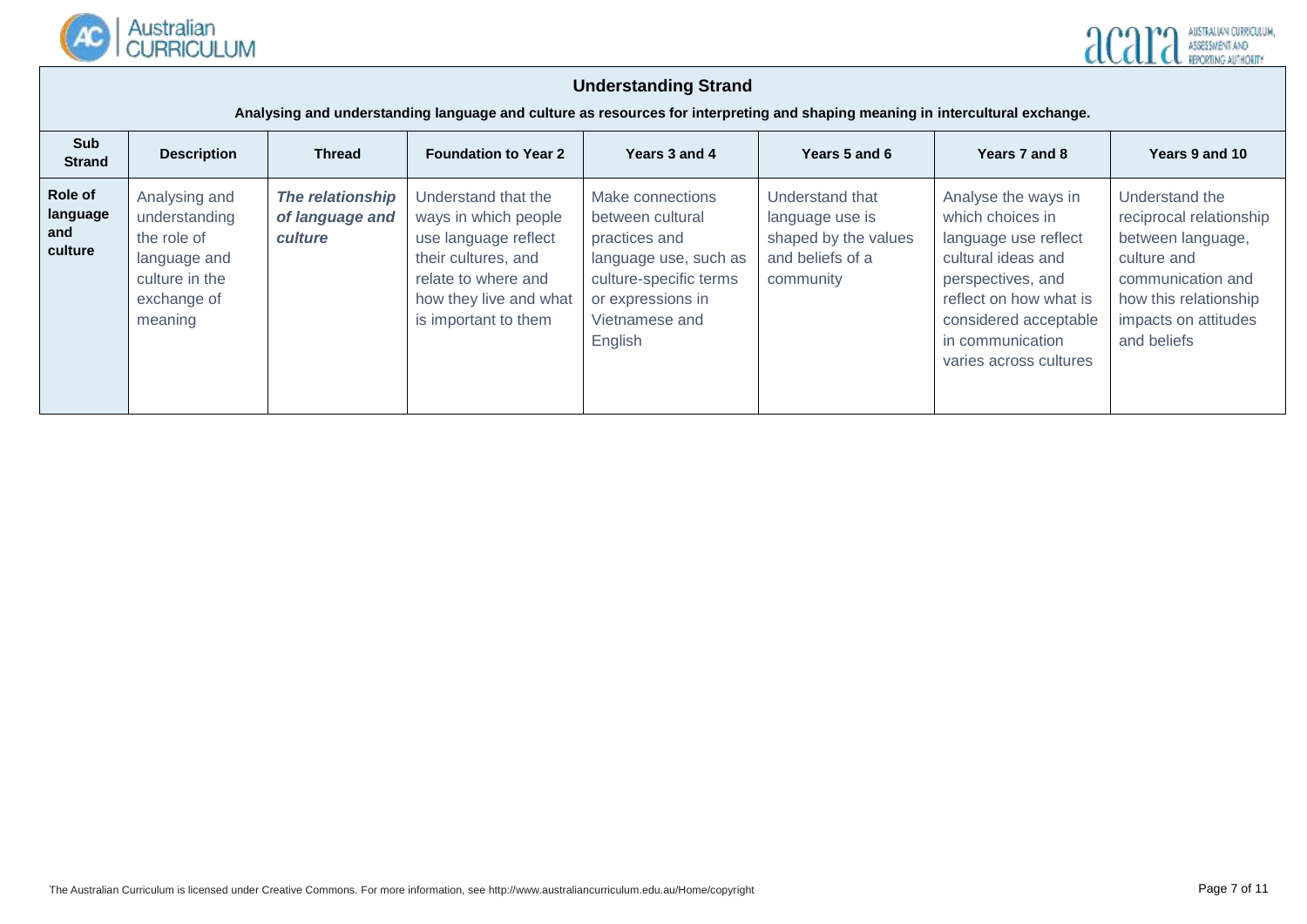## Understanding Strand

**Analysing and understanding language and culture as resources for interpreting and shaping meaning in intercultural exchange.**

| Sub Strand | Description | Thread | Foundation to Year 2 | Years 3 and 4 | Years 5 and 6 | Years 7 and 8 | Years 9 and 10 |
|---|---|---|---|---|---|---|---|
| **Role of language and culture** | Analysing and understanding the role of language and culture in the exchange of meaning | ***The relationship of language and culture*** | Understand that the ways in which people use language reflect their cultures, and relate to where and how they live and what is important to them | Make connections between cultural practices and language use, such as culture-specific terms or expressions in Vietnamese and English | Understand that language use is shaped by the values and beliefs of a community | Analyse the ways in which choices in language use reflect cultural ideas and perspectives, and reflect on how what is considered acceptable in communication varies across cultures | Understand the reciprocal relationship between language, culture and communication and how this relationship impacts on attitudes and beliefs |

The Australian Curriculum is licensed under Creative Commons. For more information, see http://www.australiancurriculum.edu.au/Home/copyright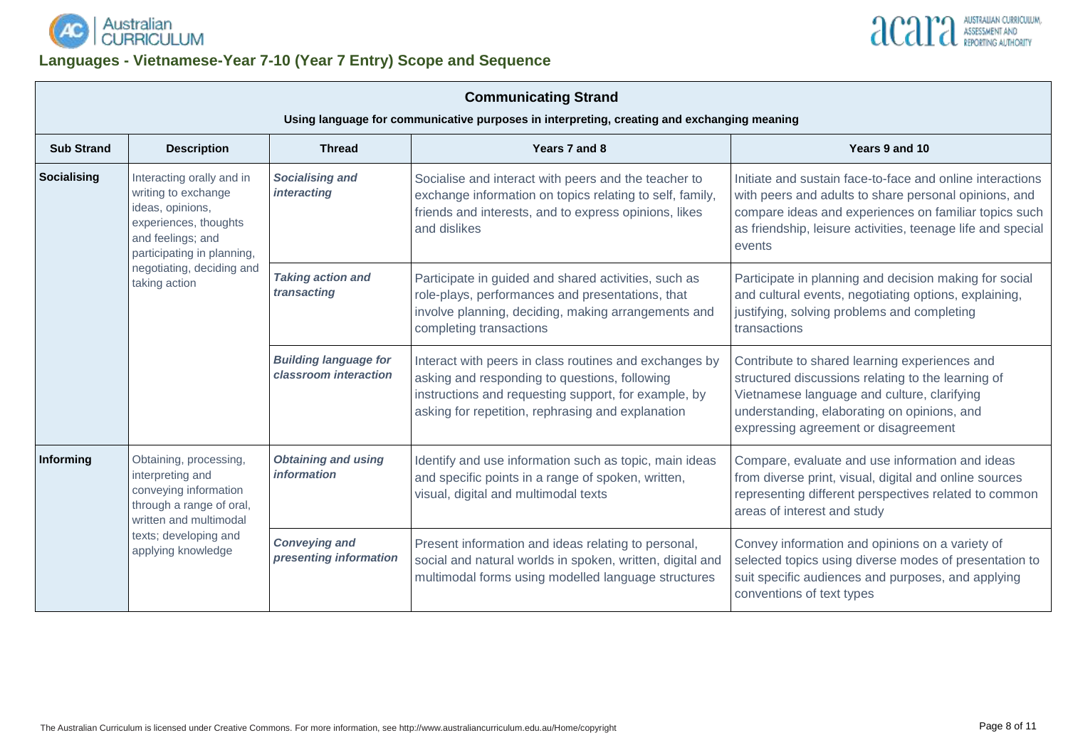## Languages - Vietnamese-Year 7-10 (Year 7 Entry) Scope and Sequence

| Communicating Strand | | | | |
|---|---|---|---|---|
| **Using language for communicative purposes in interpreting, creating and exchanging meaning** | | | | |
| **Sub Strand** | **Description** | **Thread** | **Years 7 and 8** | **Years 9 and 10** |
| **Socialising** | Interacting orally and in writing to exchange ideas, opinions, experiences, thoughts and feelings; and participating in planning, negotiating, deciding and taking action | ***Socialising and interacting*** | Socialise and interact with peers and the teacher to exchange information on topics relating to self, family, friends and interests, and to express opinions, likes and dislikes | Initiate and sustain face-to-face and online interactions with peers and adults to share personal opinions, and compare ideas and experiences on familiar topics such as friendship, leisure activities, teenage life and special events |
| | | ***Taking action and transacting*** | Participate in guided and shared activities, such as role-plays, performances and presentations, that involve planning, deciding, making arrangements and completing transactions | Participate in planning and decision making for social and cultural events, negotiating options, explaining, justifying, solving problems and completing transactions |
| | | ***Building language for classroom interaction*** | Interact with peers in class routines and exchanges by asking and responding to questions, following instructions and requesting support, for example, by asking for repetition, rephrasing and explanation | Contribute to shared learning experiences and structured discussions relating to the learning of Vietnamese language and culture, clarifying understanding, elaborating on opinions, and expressing agreement or disagreement |
| **Informing** | Obtaining, processing, interpreting and conveying information through a range of oral, written and multimodal texts; developing and applying knowledge | ***Obtaining and using information*** | Identify and use information such as topic, main ideas and specific points in a range of spoken, written, visual, digital and multimodal texts | Compare, evaluate and use information and ideas from diverse print, visual, digital and online sources representing different perspectives related to common areas of interest and study |
| | | ***Conveying and presenting information*** | Present information and ideas relating to personal, social and natural worlds in spoken, written, digital and multimodal forms using modelled language structures | Convey information and opinions on a variety of selected topics using diverse modes of presentation to suit specific audiences and purposes, and applying conventions of text types |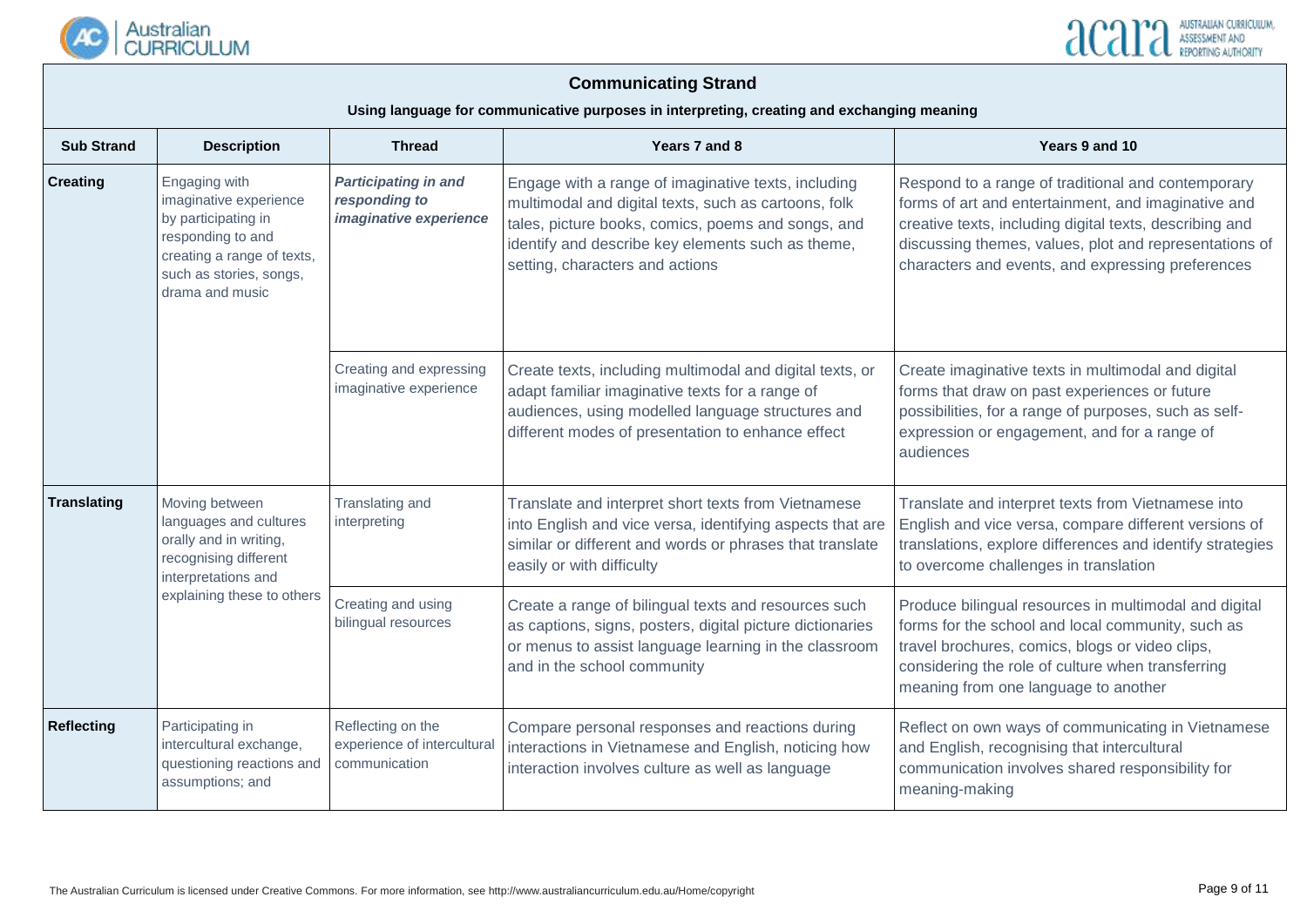## Communicating Strand

**Using language for communicative purposes in interpreting, creating and exchanging meaning**

| Sub Strand | Description | Thread | Years 7 and 8 | Years 9 and 10 |
| --- | --- | --- | --- | --- |
| **Creating** | Engaging with imaginative experience by participating in responding to and creating a range of texts, such as stories, songs, drama and music | ***Participating in and responding to imaginative experience*** | Engage with a range of imaginative texts, including multimodal and digital texts, such as cartoons, folk tales, picture books, comics, poems and songs, and identify and describe key elements such as theme, setting, characters and actions | Respond to a range of traditional and contemporary forms of art and entertainment, and imaginative and creative texts, including digital texts, describing and discussing themes, values, plot and representations of characters and events, and expressing preferences |
| | | Creating and expressing imaginative experience | Create texts, including multimodal and digital texts, or adapt familiar imaginative texts for a range of audiences, using modelled language structures and different modes of presentation to enhance effect | Create imaginative texts in multimodal and digital forms that draw on past experiences or future possibilities, for a range of purposes, such as self-expression or engagement, and for a range of audiences |
| **Translating** | Moving between languages and cultures orally and in writing, recognising different interpretations and explaining these to others | Translating and interpreting | Translate and interpret short texts from Vietnamese into English and vice versa, identifying aspects that are similar or different and words or phrases that translate easily or with difficulty | Translate and interpret texts from Vietnamese into English and vice versa, compare different versions of translations, explore differences and identify strategies to overcome challenges in translation |
| | | Creating and using bilingual resources | Create a range of bilingual texts and resources such as captions, signs, posters, digital picture dictionaries or menus to assist language learning in the classroom and in the school community | Produce bilingual resources in multimodal and digital forms for the school and local community, such as travel brochures, comics, blogs or video clips, considering the role of culture when transferring meaning from one language to another |
| **Reflecting** | Participating in intercultural exchange, questioning reactions and assumptions; and | Reflecting on the experience of intercultural communication | Compare personal responses and reactions during interactions in Vietnamese and English, noticing how interaction involves culture as well as language | Reflect on own ways of communicating in Vietnamese and English, recognising that intercultural communication involves shared responsibility for meaning-making |

The Australian Curriculum is licensed under Creative Commons. For more information, see http://www.australiancurriculum.edu.au/Home/copyright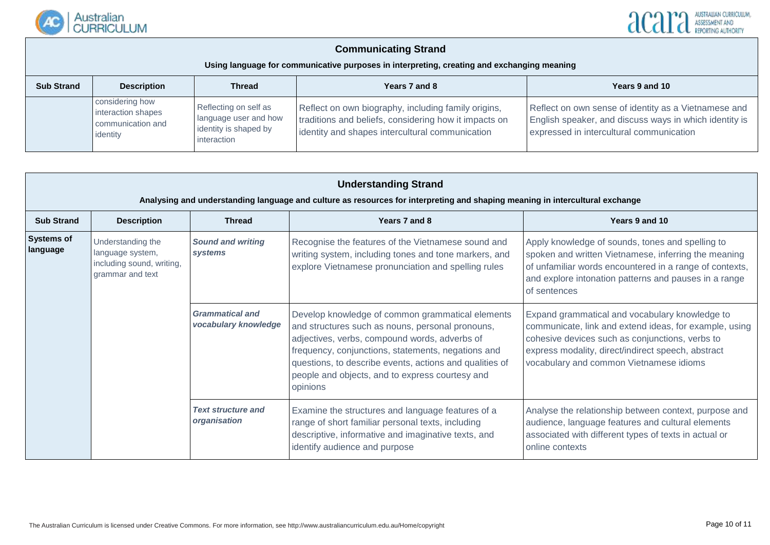## Communicating Strand

**Using language for communicative purposes in interpreting, creating and exchanging meaning**

| Sub Strand | Description | Thread | Years 7 and 8 | Years 9 and 10 |
|---|---|---|---|---|
| | considering how interaction shapes communication and identity | Reflecting on self as language user and how identity is shaped by interaction | Reflect on own biography, including family origins, traditions and beliefs, considering how it impacts on identity and shapes intercultural communication | Reflect on own sense of identity as a Vietnamese and English speaker, and discuss ways in which identity is expressed in intercultural communication |

## Understanding Strand

**Analysing and understanding language and culture as resources for interpreting and shaping meaning in intercultural exchange**

| Sub Strand | Description | Thread | Years 7 and 8 | Years 9 and 10 |
|---|---|---|---|---|
| **Systems of language** | Understanding the language system, including sound, writing, grammar and text | ***Sound and writing systems*** | Recognise the features of the Vietnamese sound and writing system, including tones and tone markers, and explore Vietnamese pronunciation and spelling rules | Apply knowledge of sounds, tones and spelling to spoken and written Vietnamese, inferring the meaning of unfamiliar words encountered in a range of contexts, and explore intonation patterns and pauses in a range of sentences |
| | | ***Grammatical and vocabulary knowledge*** | Develop knowledge of common grammatical elements and structures such as nouns, personal pronouns, adjectives, verbs, compound words, adverbs of frequency, conjunctions, statements, negations and questions, to describe events, actions and qualities of people and objects, and to express courtesy and opinions | Expand grammatical and vocabulary knowledge to communicate, link and extend ideas, for example, using cohesive devices such as conjunctions, verbs to express modality, direct/indirect speech, abstract vocabulary and common Vietnamese idioms |
| | | ***Text structure and organisation*** | Examine the structures and language features of a range of short familiar personal texts, including descriptive, informative and imaginative texts, and identify audience and purpose | Analyse the relationship between context, purpose and audience, language features and cultural elements associated with different types of texts in actual or online contexts |

The Australian Curriculum is licensed under Creative Commons. For more information, see http://www.australiancurriculum.edu.au/Home/copyright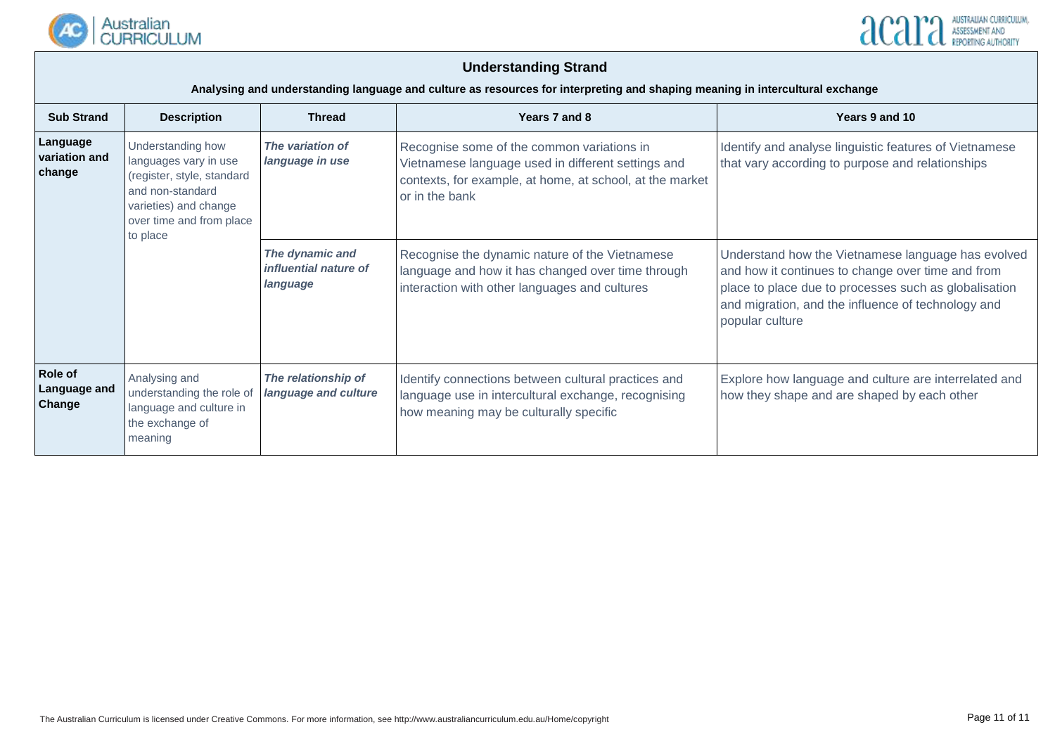## Understanding Strand

**Analysing and understanding language and culture as resources for interpreting and shaping meaning in intercultural exchange**

| Sub Strand | Description | Thread | Years 7 and 8 | Years 9 and 10 |
|---|---|---|---|---|
| **Language variation and change** | Understanding how languages vary in use (register, style, standard and non-standard varieties) and change over time and from place to place | ***The variation of language in use*** | Recognise some of the common variations in Vietnamese language used in different settings and contexts, for example, at home, at school, at the market or in the bank | Identify and analyse linguistic features of Vietnamese that vary according to purpose and relationships |
| | | ***The dynamic and influential nature of language*** | Recognise the dynamic nature of the Vietnamese language and how it has changed over time through interaction with other languages and cultures | Understand how the Vietnamese language has evolved and how it continues to change over time and from place to place due to processes such as globalisation and migration, and the influence of technology and popular culture |
| **Role of Language and Change** | Analysing and understanding the role of language and culture in the exchange of meaning | ***The relationship of language and culture*** | Identify connections between cultural practices and language use in intercultural exchange, recognising how meaning may be culturally specific | Explore how language and culture are interrelated and how they shape and are shaped by each other |

The Australian Curriculum is licensed under Creative Commons. For more information, see http://www.australiancurriculum.edu.au/Home/copyright